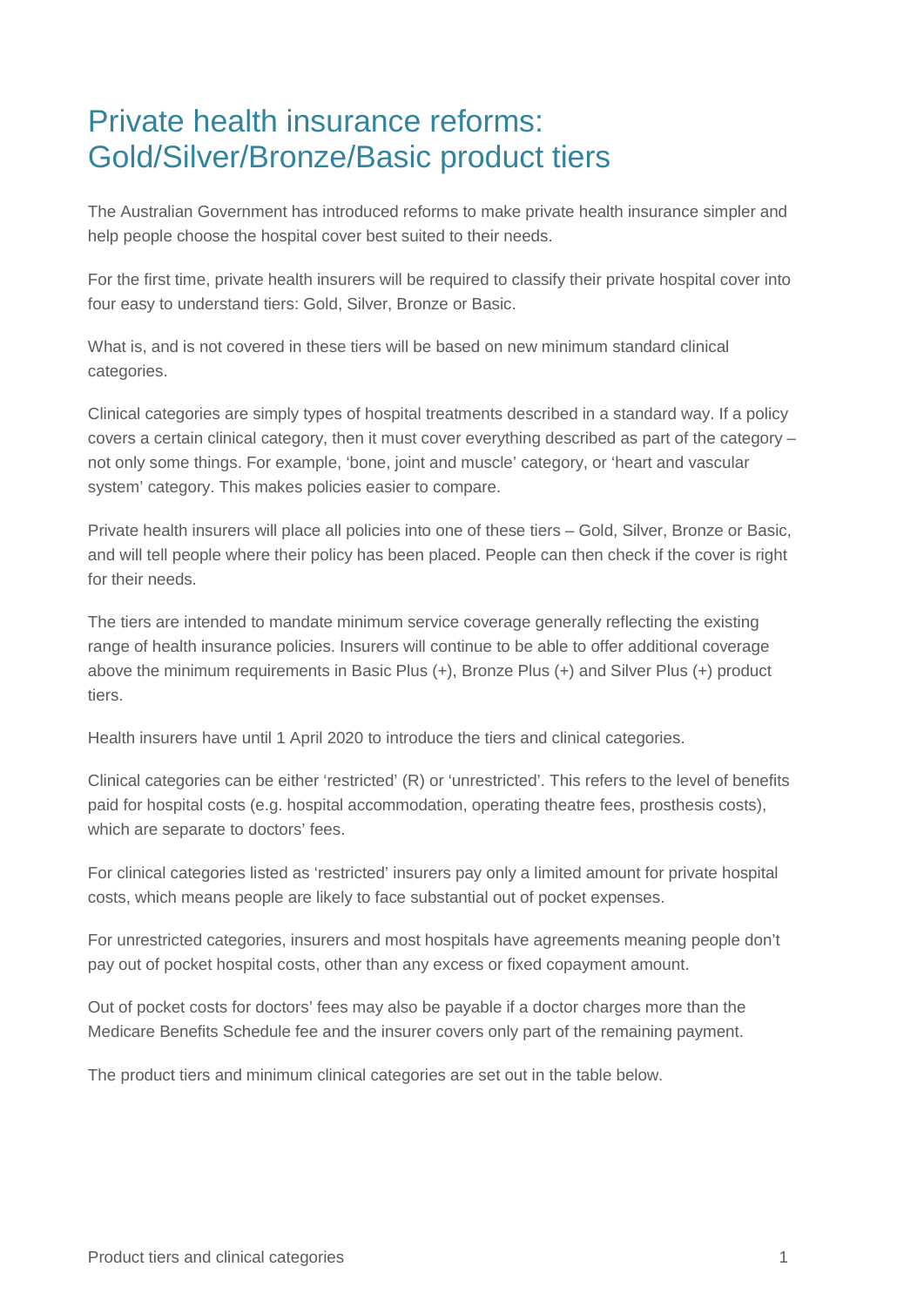# Private health insurance reforms: Gold/Silver/Bronze/Basic product tiers

The Australian Government has introduced reforms to make private health insurance simpler and help people choose the hospital cover best suited to their needs.

For the first time, private health insurers will be required to classify their private hospital cover into four easy to understand tiers: Gold, Silver, Bronze or Basic.

What is, and is not covered in these tiers will be based on new minimum standard clinical categories.

Clinical categories are simply types of hospital treatments described in a standard way. If a policy covers a certain clinical category, then it must cover everything described as part of the category – not only some things. For example, 'bone, joint and muscle' category, or 'heart and vascular system' category. This makes policies easier to compare.

Private health insurers will place all policies into one of these tiers – Gold, Silver, Bronze or Basic, and will tell people where their policy has been placed. People can then check if the cover is right for their needs.

The tiers are intended to mandate minimum service coverage generally reflecting the existing range of health insurance policies. Insurers will continue to be able to offer additional coverage above the minimum requirements in Basic Plus (+), Bronze Plus (+) and Silver Plus (+) product tiers.

Health insurers have until 1 April 2020 to introduce the tiers and clinical categories.

Clinical categories can be either 'restricted' (R) or 'unrestricted'. This refers to the level of benefits paid for hospital costs (e.g. hospital accommodation, operating theatre fees, prosthesis costs), which are separate to doctors' fees.

For clinical categories listed as 'restricted' insurers pay only a limited amount for private hospital costs, which means people are likely to face substantial out of pocket expenses.

For unrestricted categories, insurers and most hospitals have agreements meaning people don't pay out of pocket hospital costs, other than any excess or fixed copayment amount.

Out of pocket costs for doctors' fees may also be payable if a doctor charges more than the Medicare Benefits Schedule fee and the insurer covers only part of the remaining payment.

The product tiers and minimum clinical categories are set out in the table below.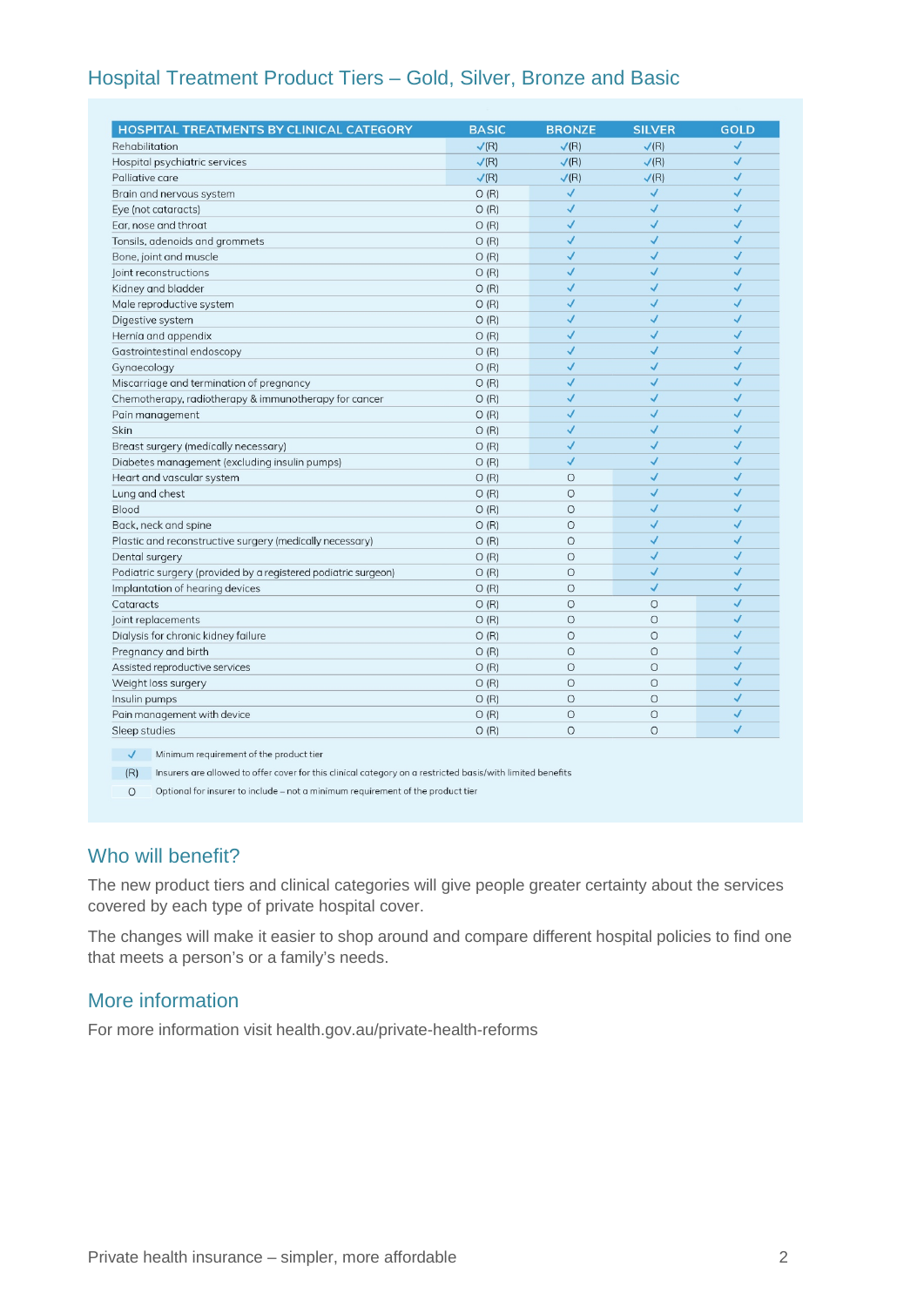## Hospital Treatment Product Tiers – Gold, Silver, Bronze and Basic

| HOSPITAL TREATMENTS BY CLINICAL CATEGORY | BASIC | BRONZE | SILVER | GOLD |
|---|---|---|---|---|
| Rehabilitation | ✓(R) | ✓(R) | ✓(R) | ✓ |
| Hospital psychiatric services | ✓(R) | ✓(R) | ✓(R) | ✓ |
| Palliative care | ✓(R) | ✓(R) | ✓(R) | ✓ |
| Brain and nervous system | O (R) | ✓ | ✓ | ✓ |
| Eye (not cataracts) | O (R) | ✓ | ✓ | ✓ |
| Ear, nose and throat | O (R) | ✓ | ✓ | ✓ |
| Tonsils, adenoids and grommets | O (R) | ✓ | ✓ | ✓ |
| Bone, joint and muscle | O (R) | ✓ | ✓ | ✓ |
| Joint reconstructions | O (R) | ✓ | ✓ | ✓ |
| Kidney and bladder | O (R) | ✓ | ✓ | ✓ |
| Male reproductive system | O (R) | ✓ | ✓ | ✓ |
| Digestive system | O (R) | ✓ | ✓ | ✓ |
| Hernia and appendix | O (R) | ✓ | ✓ | ✓ |
| Gastrointestinal endoscopy | O (R) | ✓ | ✓ | ✓ |
| Gynaecology | O (R) | ✓ | ✓ | ✓ |
| Miscarriage and termination of pregnancy | O (R) | ✓ | ✓ | ✓ |
| Chemotherapy, radiotherapy & immunotherapy for cancer | O (R) | ✓ | ✓ | ✓ |
| Pain management | O (R) | ✓ | ✓ | ✓ |
| Skin | O (R) | ✓ | ✓ | ✓ |
| Breast surgery (medically necessary) | O (R) | ✓ | ✓ | ✓ |
| Diabetes management (excluding insulin pumps) | O (R) | ✓ | ✓ | ✓ |
| Heart and vascular system | O (R) | O | ✓ | ✓ |
| Lung and chest | O (R) | O | ✓ | ✓ |
| Blood | O (R) | O | ✓ | ✓ |
| Back, neck and spine | O (R) | O | ✓ | ✓ |
| Plastic and reconstructive surgery (medically necessary) | O (R) | O | ✓ | ✓ |
| Dental surgery | O (R) | O | ✓ | ✓ |
| Podiatric surgery (provided by a registered podiatric surgeon) | O (R) | O | ✓ | ✓ |
| Implantation of hearing devices | O (R) | O | ✓ | ✓ |
| Cataracts | O (R) | O | O | ✓ |
| Joint replacements | O (R) | O | O | ✓ |
| Dialysis for chronic kidney failure | O (R) | O | O | ✓ |
| Pregnancy and birth | O (R) | O | O | ✓ |
| Assisted reproductive services | O (R) | O | O | ✓ |
| Weight loss surgery | O (R) | O | O | ✓ |
| Insulin pumps | O (R) | O | O | ✓ |
| Pain management with device | O (R) | O | O | ✓ |
| Sleep studies | O (R) | O | O | ✓ |

✓ Minimum requirement of the product tier

(R) Insurers are allowed to offer cover for this clinical category on a restricted basis/with limited benefits

O Optional for insurer to include – not a minimum requirement of the product tier

## Who will benefit?

The new product tiers and clinical categories will give people greater certainty about the services covered by each type of private hospital cover.

The changes will make it easier to shop around and compare different hospital policies to find one that meets a person's or a family's needs.

## More information

For more information visit health.gov.au/private-health-reforms